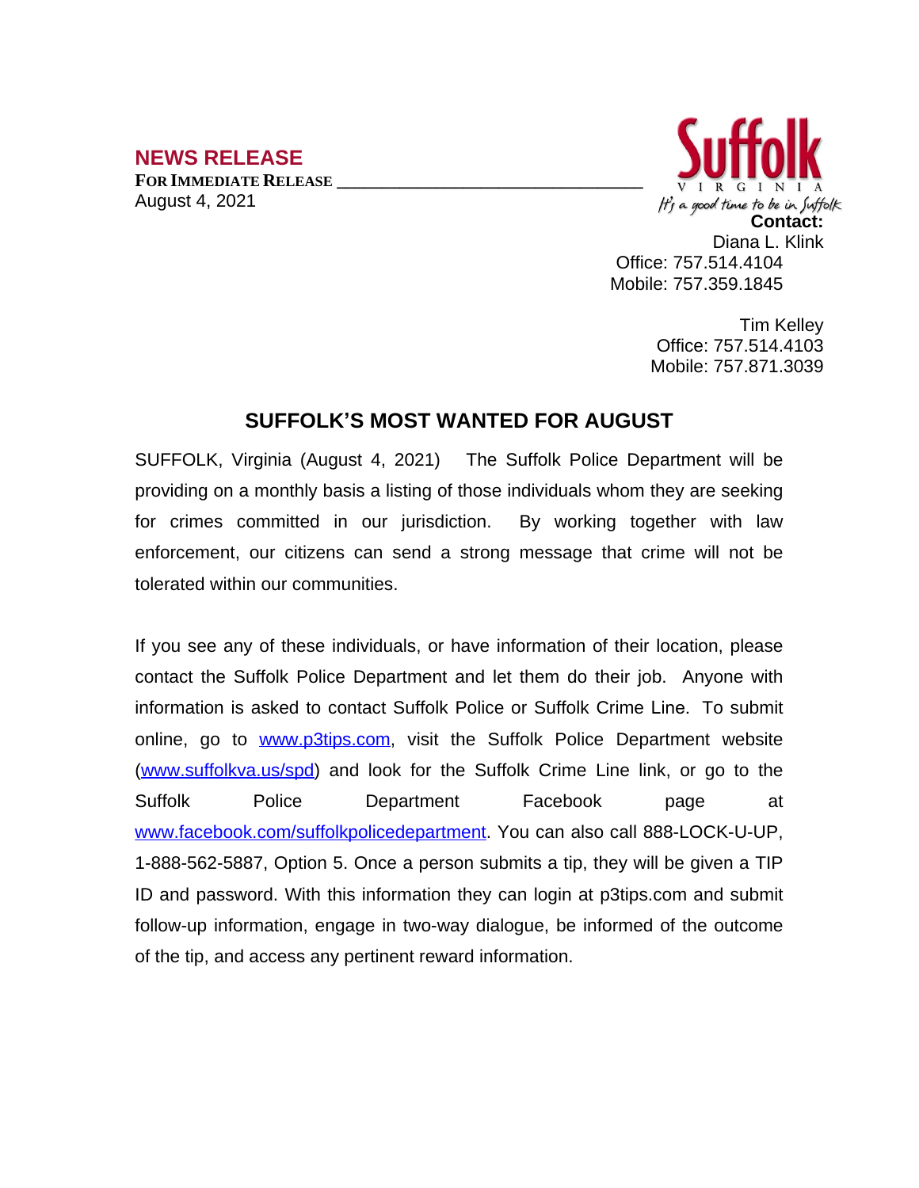## NEWS RELEASE

**FOR IMMEDIATE RELEASE**

August 4, 2021

Suffolk
VIRGINIA
It's a good time to be in Suffolk

**Contact:**
Diana L. Klink
Office: 757.514.4104
Mobile: 757.359.1845

Tim Kelley
Office: 757.514.4103
Mobile: 757.871.3039

# SUFFOLK'S MOST WANTED FOR AUGUST

SUFFOLK, Virginia (August 4, 2021) The Suffolk Police Department will be providing on a monthly basis a listing of those individuals whom they are seeking for crimes committed in our jurisdiction. By working together with law enforcement, our citizens can send a strong message that crime will not be tolerated within our communities.

If you see any of these individuals, or have information of their location, please contact the Suffolk Police Department and let them do their job. Anyone with information is asked to contact Suffolk Police or Suffolk Crime Line. To submit online, go to [www.p3tips.com](www.p3tips.com), visit the Suffolk Police Department website ([www.suffolkva.us/spd](www.suffolkva.us/spd)) and look for the Suffolk Crime Line link, or go to the Suffolk Police Department Facebook page at [www.facebook.com/suffolkpolicedepartment](www.facebook.com/suffolkpolicedepartment). You can also call 888-LOCK-U-UP, 1-888-562-5887, Option 5. Once a person submits a tip, they will be given a TIP ID and password. With this information they can login at p3tips.com and submit follow-up information, engage in two-way dialogue, be informed of the outcome of the tip, and access any pertinent reward information.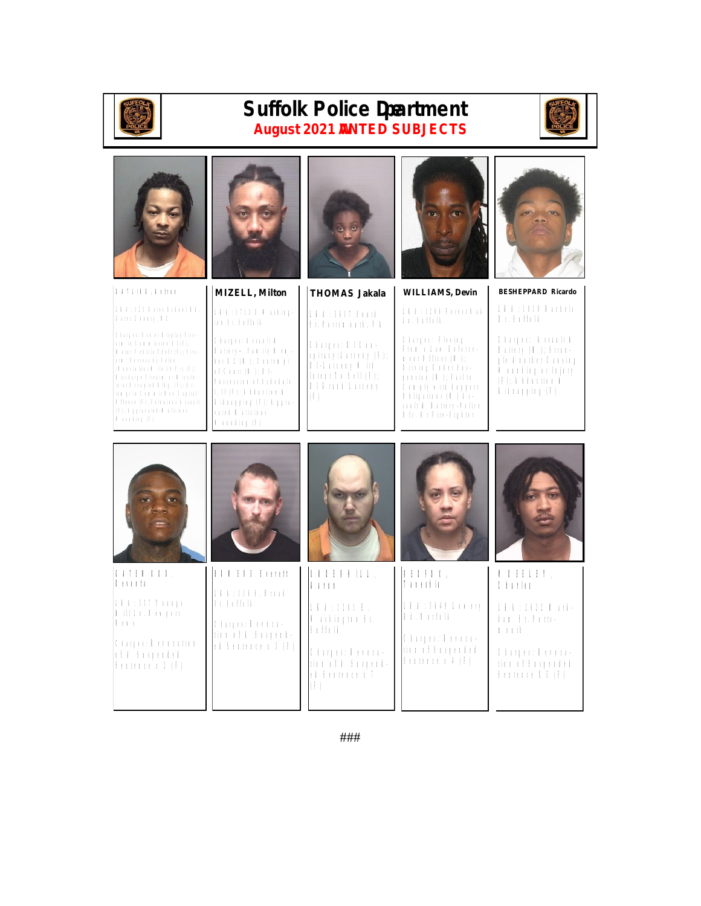# Suffolk Police Department

## August 2021 WANTED SUBJECTS

**MIZELL, Milton**

**THOMAS Jakala**

**WILLIAMS, Devin**

**BESHEPPARD Ricardo**

###